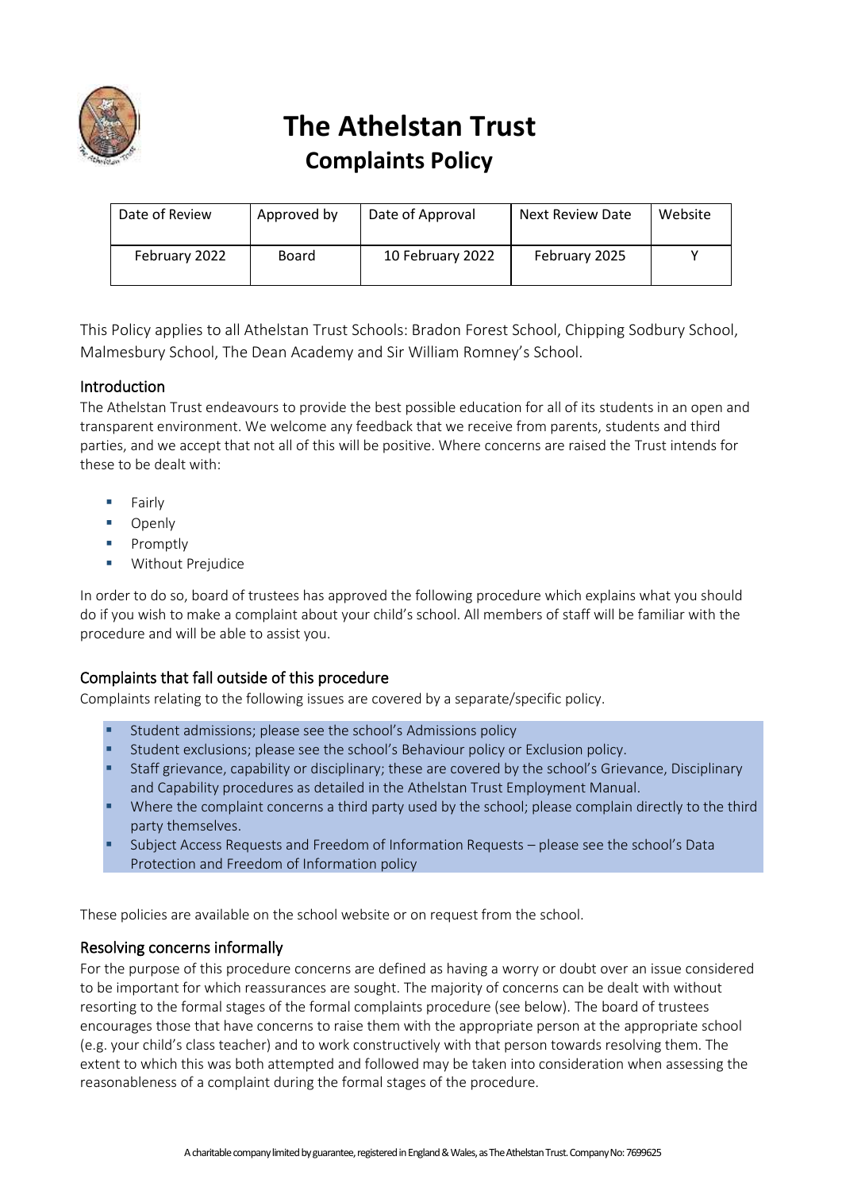// The Athelstan Trust

## Complaints Policy

| Date of Review | Approved by | Date of Approval | Next Review Date | Website |
|---|---|---|---|---|
| February 2022 | Board | 10 February 2022 | February 2025 | Y |

This Policy applies to all Athelstan Trust Schools: Bradon Forest School, Chipping Sodbury School, Malmesbury School, The Dean Academy and Sir William Romney's School.

### Introduction

The Athelstan Trust endeavours to provide the best possible education for all of its students in an open and transparent environment. We welcome any feedback that we receive from parents, students and third parties, and we accept that not all of this will be positive. Where concerns are raised the Trust intends for these to be dealt with:

- Fairly
- Openly
- Promptly
- Without Prejudice

In order to do so, board of trustees has approved the following procedure which explains what you should do if you wish to make a complaint about your child's school. All members of staff will be familiar with the procedure and will be able to assist you.

### Complaints that fall outside of this procedure

Complaints relating to the following issues are covered by a separate/specific policy.

- Student admissions; please see the school's Admissions policy
- Student exclusions; please see the school's Behaviour policy or Exclusion policy.
- Staff grievance, capability or disciplinary; these are covered by the school's Grievance, Disciplinary and Capability procedures as detailed in the Athelstan Trust Employment Manual.
- Where the complaint concerns a third party used by the school; please complain directly to the third party themselves.
- Subject Access Requests and Freedom of Information Requests – please see the school's Data Protection and Freedom of Information policy

These policies are available on the school website or on request from the school.

### Resolving concerns informally

For the purpose of this procedure concerns are defined as having a worry or doubt over an issue considered to be important for which reassurances are sought. The majority of concerns can be dealt with without resorting to the formal stages of the formal complaints procedure (see below). The board of trustees encourages those that have concerns to raise them with the appropriate person at the appropriate school (e.g. your child's class teacher) and to work constructively with that person towards resolving them. The extent to which this was both attempted and followed may be taken into consideration when assessing the reasonableness of a complaint during the formal stages of the procedure.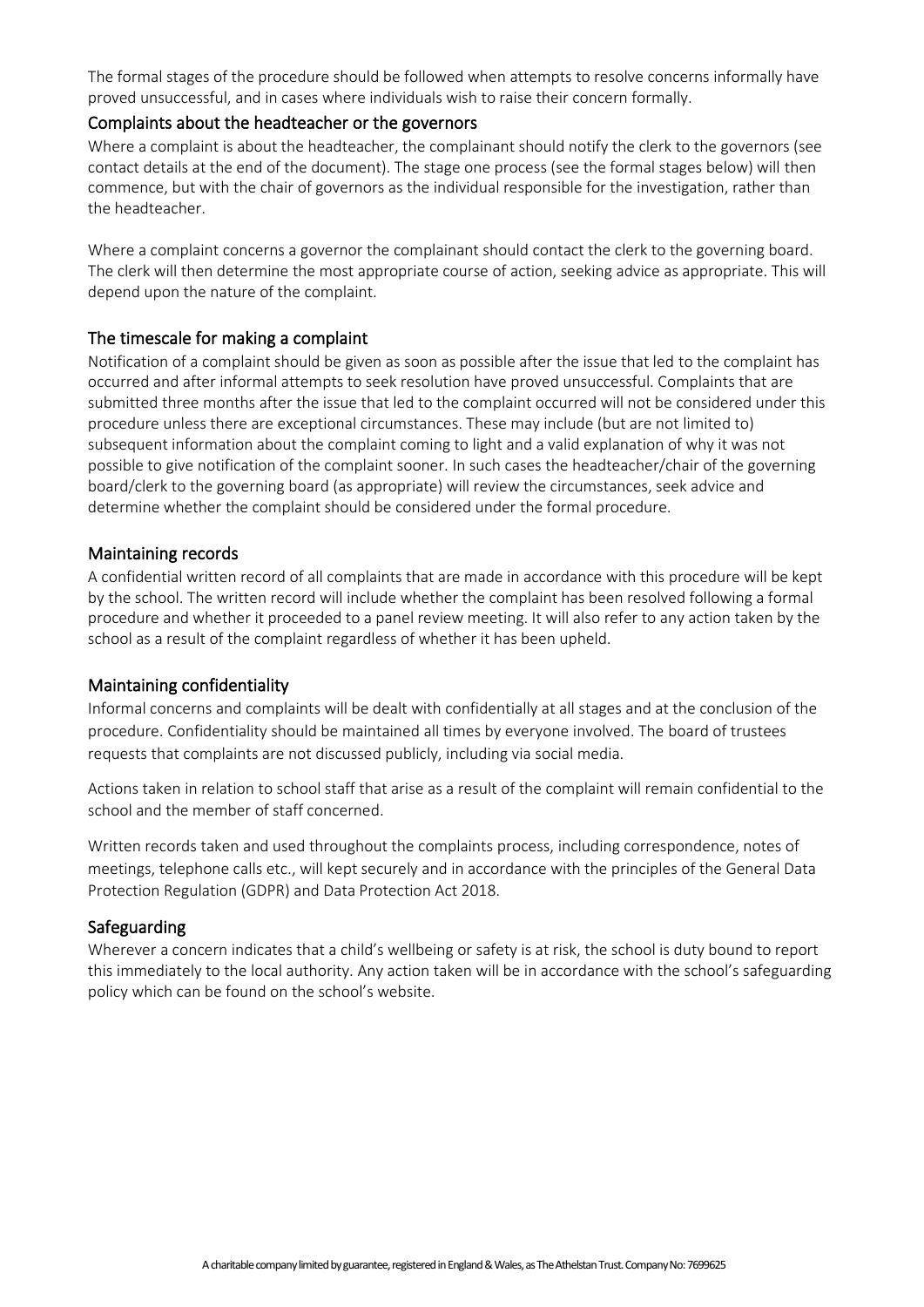The formal stages of the procedure should be followed when attempts to resolve concerns informally have proved unsuccessful, and in cases where individuals wish to raise their concern formally.

## Complaints about the headteacher or the governors

Where a complaint is about the headteacher, the complainant should notify the clerk to the governors (see contact details at the end of the document). The stage one process (see the formal stages below) will then commence, but with the chair of governors as the individual responsible for the investigation, rather than the headteacher.

Where a complaint concerns a governor the complainant should contact the clerk to the governing board. The clerk will then determine the most appropriate course of action, seeking advice as appropriate. This will depend upon the nature of the complaint.

## The timescale for making a complaint

Notification of a complaint should be given as soon as possible after the issue that led to the complaint has occurred and after informal attempts to seek resolution have proved unsuccessful. Complaints that are submitted three months after the issue that led to the complaint occurred will not be considered under this procedure unless there are exceptional circumstances. These may include (but are not limited to) subsequent information about the complaint coming to light and a valid explanation of why it was not possible to give notification of the complaint sooner. In such cases the headteacher/chair of the governing board/clerk to the governing board (as appropriate) will review the circumstances, seek advice and determine whether the complaint should be considered under the formal procedure.

## Maintaining records

A confidential written record of all complaints that are made in accordance with this procedure will be kept by the school. The written record will include whether the complaint has been resolved following a formal procedure and whether it proceeded to a panel review meeting. It will also refer to any action taken by the school as a result of the complaint regardless of whether it has been upheld.

## Maintaining confidentiality

Informal concerns and complaints will be dealt with confidentially at all stages and at the conclusion of the procedure. Confidentiality should be maintained all times by everyone involved. The board of trustees requests that complaints are not discussed publicly, including via social media.

Actions taken in relation to school staff that arise as a result of the complaint will remain confidential to the school and the member of staff concerned.

Written records taken and used throughout the complaints process, including correspondence, notes of meetings, telephone calls etc., will kept securely and in accordance with the principles of the General Data Protection Regulation (GDPR) and Data Protection Act 2018.

## Safeguarding

Wherever a concern indicates that a child's wellbeing or safety is at risk, the school is duty bound to report this immediately to the local authority. Any action taken will be in accordance with the school's safeguarding policy which can be found on the school's website.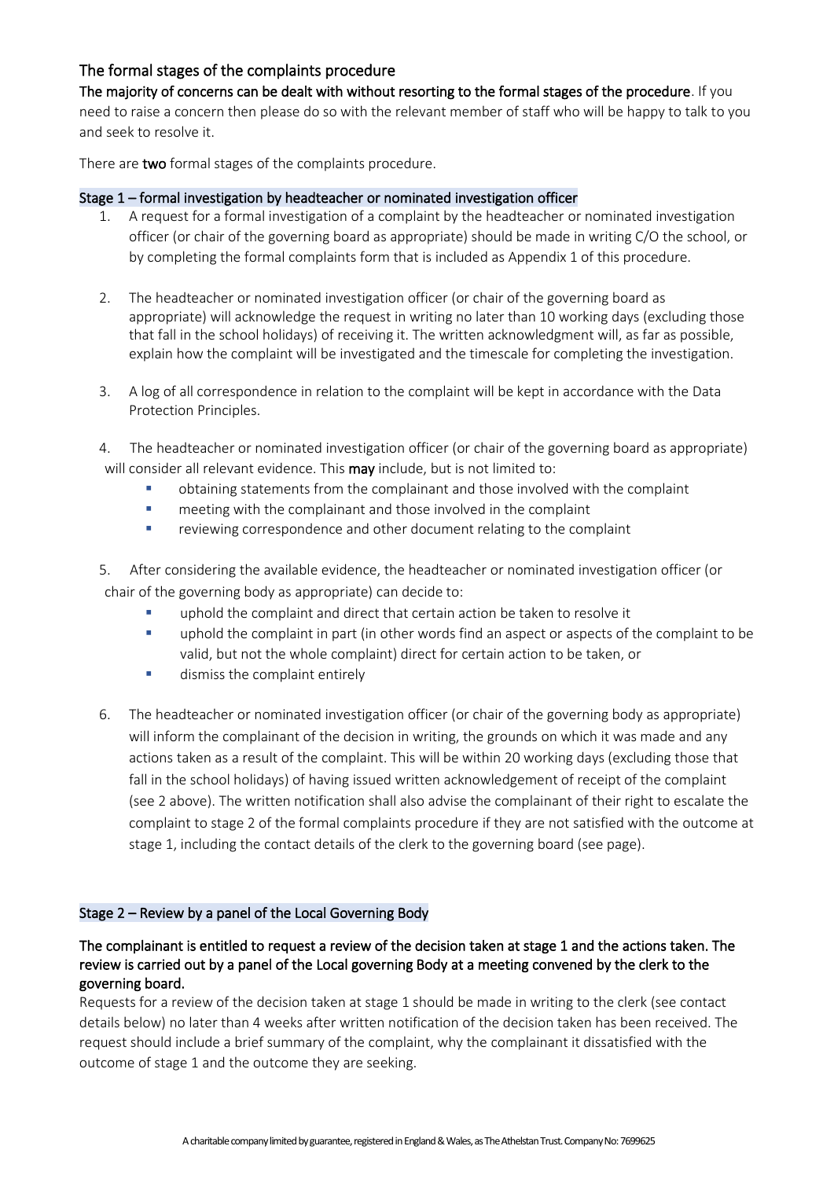## The formal stages of the complaints procedure

**The majority of concerns can be dealt with without resorting to the formal stages of the procedure**. If you need to raise a concern then please do so with the relevant member of staff who will be happy to talk to you and seek to resolve it.

There are **two** formal stages of the complaints procedure.

### Stage 1 – formal investigation by headteacher or nominated investigation officer

1. A request for a formal investigation of a complaint by the headteacher or nominated investigation officer (or chair of the governing board as appropriate) should be made in writing C/O the school, or by completing the formal complaints form that is included as Appendix 1 of this procedure.

2. The headteacher or nominated investigation officer (or chair of the governing board as appropriate) will acknowledge the request in writing no later than 10 working days (excluding those that fall in the school holidays) of receiving it. The written acknowledgment will, as far as possible, explain how the complaint will be investigated and the timescale for completing the investigation.

3. A log of all correspondence in relation to the complaint will be kept in accordance with the Data Protection Principles.

4. The headteacher or nominated investigation officer (or chair of the governing board as appropriate) will consider all relevant evidence. This **may** include, but is not limited to:
   - obtaining statements from the complainant and those involved with the complaint
   - meeting with the complainant and those involved in the complaint
   - reviewing correspondence and other document relating to the complaint

5. After considering the available evidence, the headteacher or nominated investigation officer (or chair of the governing body as appropriate) can decide to:
   - uphold the complaint and direct that certain action be taken to resolve it
   - uphold the complaint in part (in other words find an aspect or aspects of the complaint to be valid, but not the whole complaint) direct for certain action to be taken, or
   - dismiss the complaint entirely

6. The headteacher or nominated investigation officer (or chair of the governing body as appropriate) will inform the complainant of the decision in writing, the grounds on which it was made and any actions taken as a result of the complaint. This will be within 20 working days (excluding those that fall in the school holidays) of having issued written acknowledgement of receipt of the complaint (see 2 above). The written notification shall also advise the complainant of their right to escalate the complaint to stage 2 of the formal complaints procedure if they are not satisfied with the outcome at stage 1, including the contact details of the clerk to the governing board (see page).

### Stage 2 – Review by a panel of the Local Governing Body

**The complainant is entitled to request a review of the decision taken at stage 1 and the actions taken. The review is carried out by a panel of the Local governing Body at a meeting convened by the clerk to the governing board.**

Requests for a review of the decision taken at stage 1 should be made in writing to the clerk (see contact details below) no later than 4 weeks after written notification of the decision taken has been received. The request should include a brief summary of the complaint, why the complainant it dissatisfied with the outcome of stage 1 and the outcome they are seeking.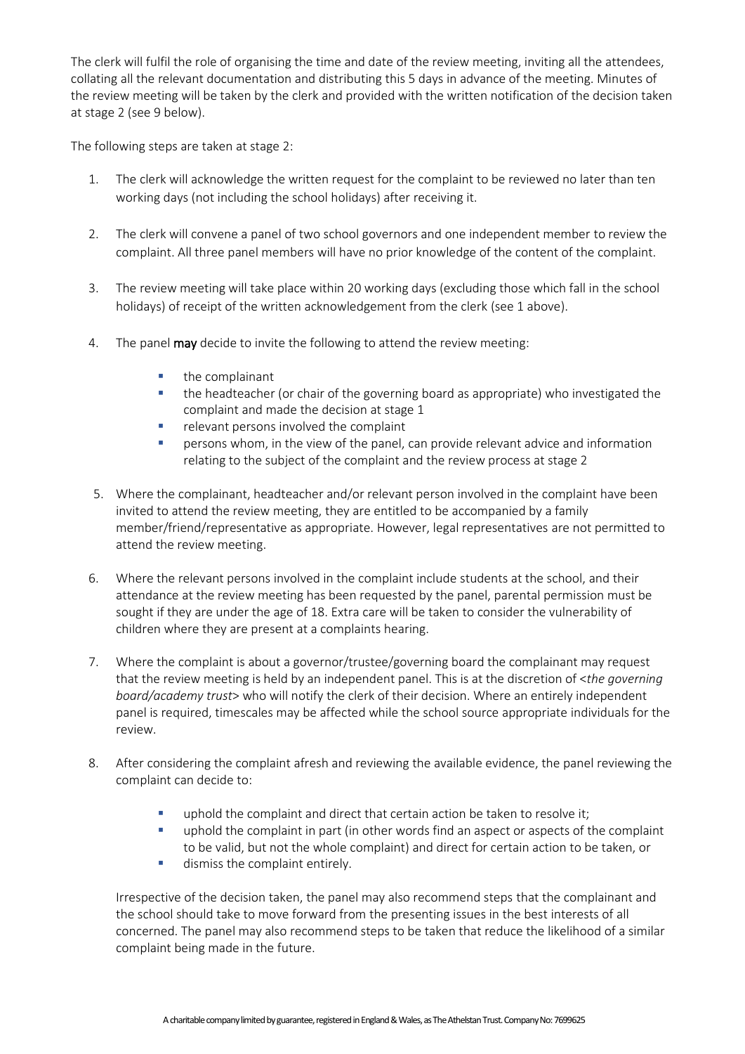The clerk will fulfil the role of organising the time and date of the review meeting, inviting all the attendees, collating all the relevant documentation and distributing this 5 days in advance of the meeting. Minutes of the review meeting will be taken by the clerk and provided with the written notification of the decision taken at stage 2 (see 9 below).

The following steps are taken at stage 2:

1. The clerk will acknowledge the written request for the complaint to be reviewed no later than ten working days (not including the school holidays) after receiving it.

2. The clerk will convene a panel of two school governors and one independent member to review the complaint. All three panel members will have no prior knowledge of the content of the complaint.

3. The review meeting will take place within 20 working days (excluding those which fall in the school holidays) of receipt of the written acknowledgement from the clerk (see 1 above).

4. The panel **may** decide to invite the following to attend the review meeting:

    - the complainant
    - the headteacher (or chair of the governing board as appropriate) who investigated the complaint and made the decision at stage 1
    - relevant persons involved the complaint
    - persons whom, in the view of the panel, can provide relevant advice and information relating to the subject of the complaint and the review process at stage 2

5. Where the complainant, headteacher and/or relevant person involved in the complaint have been invited to attend the review meeting, they are entitled to be accompanied by a family member/friend/representative as appropriate. However, legal representatives are not permitted to attend the review meeting.

6. Where the relevant persons involved in the complaint include students at the school, and their attendance at the review meeting has been requested by the panel, parental permission must be sought if they are under the age of 18. Extra care will be taken to consider the vulnerability of children where they are present at a complaints hearing.

7. Where the complaint is about a governor/trustee/governing board the complainant may request that the review meeting is held by an independent panel. This is at the discretion of <*the governing board/academy trust*> who will notify the clerk of their decision. Where an entirely independent panel is required, timescales may be affected while the school source appropriate individuals for the review.

8. After considering the complaint afresh and reviewing the available evidence, the panel reviewing the complaint can decide to:

    - uphold the complaint and direct that certain action be taken to resolve it;
    - uphold the complaint in part (in other words find an aspect or aspects of the complaint to be valid, but not the whole complaint) and direct for certain action to be taken, or
    - dismiss the complaint entirely.

    Irrespective of the decision taken, the panel may also recommend steps that the complainant and the school should take to move forward from the presenting issues in the best interests of all concerned. The panel may also recommend steps to be taken that reduce the likelihood of a similar complaint being made in the future.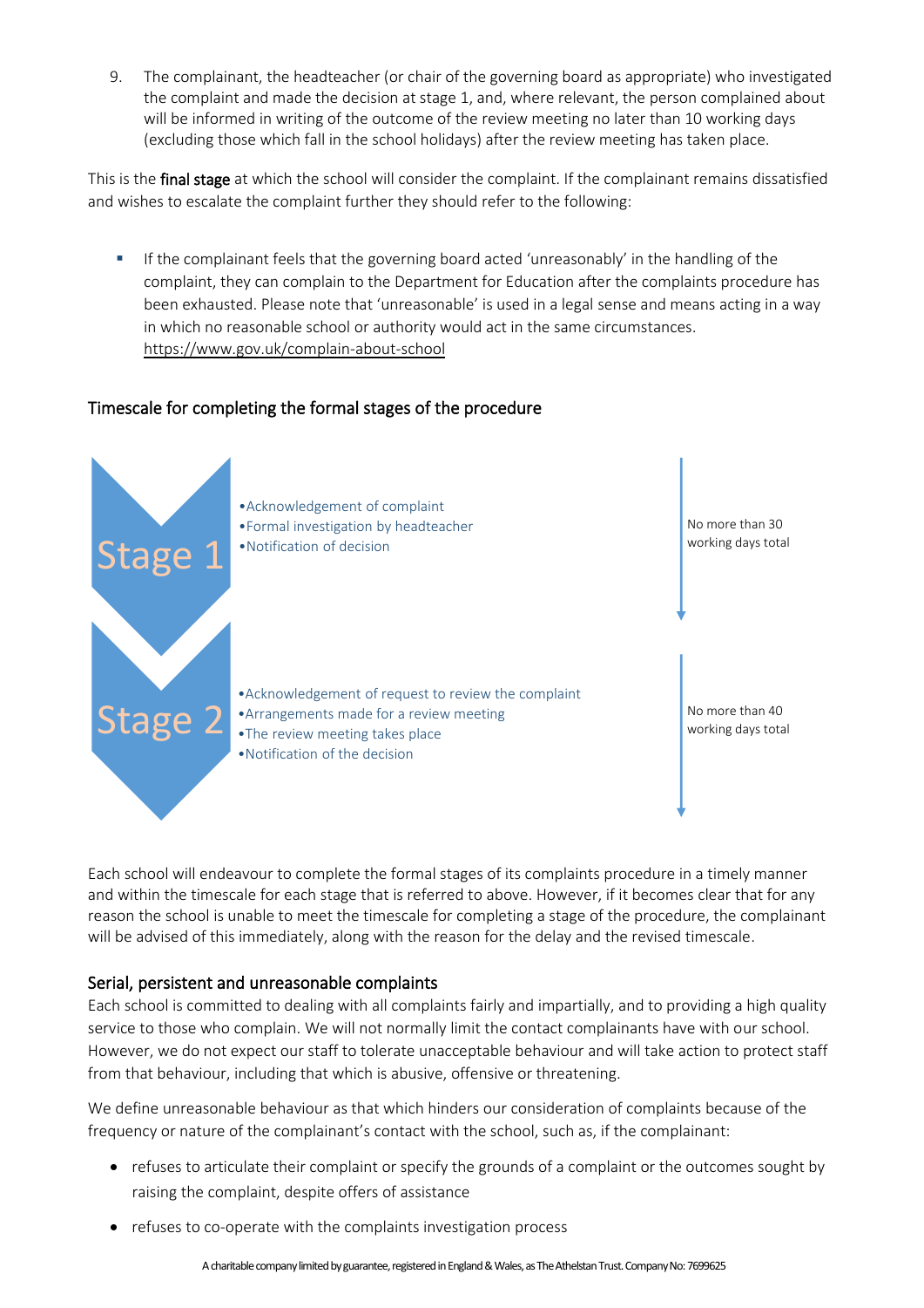9. The complainant, the headteacher (or chair of the governing board as appropriate) who investigated the complaint and made the decision at stage 1, and, where relevant, the person complained about will be informed in writing of the outcome of the review meeting no later than 10 working days (excluding those which fall in the school holidays) after the review meeting has taken place.

This is the **final stage** at which the school will consider the complaint. If the complainant remains dissatisfied and wishes to escalate the complaint further they should refer to the following:

- If the complainant feels that the governing board acted 'unreasonably' in the handling of the complaint, they can complain to the Department for Education after the complaints procedure has been exhausted. Please note that 'unreasonable' is used in a legal sense and means acting in a way in which no reasonable school or authority would act in the same circumstances. https://www.gov.uk/complain-about-school

## Timescale for completing the formal stages of the procedure

**Stage 1**

- Acknowledgement of complaint
- Formal investigation by headteacher
- Notification of decision

No more than 30 working days total

**Stage 2**

- Acknowledgement of request to review the complaint
- Arrangements made for a review meeting
- The review meeting takes place
- Notification of the decision

No more than 40 working days total

Each school will endeavour to complete the formal stages of its complaints procedure in a timely manner and within the timescale for each stage that is referred to above. However, if it becomes clear that for any reason the school is unable to meet the timescale for completing a stage of the procedure, the complainant will be advised of this immediately, along with the reason for the delay and the revised timescale.

## Serial, persistent and unreasonable complaints

Each school is committed to dealing with all complaints fairly and impartially, and to providing a high quality service to those who complain. We will not normally limit the contact complainants have with our school. However, we do not expect our staff to tolerate unacceptable behaviour and will take action to protect staff from that behaviour, including that which is abusive, offensive or threatening.

We define unreasonable behaviour as that which hinders our consideration of complaints because of the frequency or nature of the complainant's contact with the school, such as, if the complainant:

- refuses to articulate their complaint or specify the grounds of a complaint or the outcomes sought by raising the complaint, despite offers of assistance
- refuses to co-operate with the complaints investigation process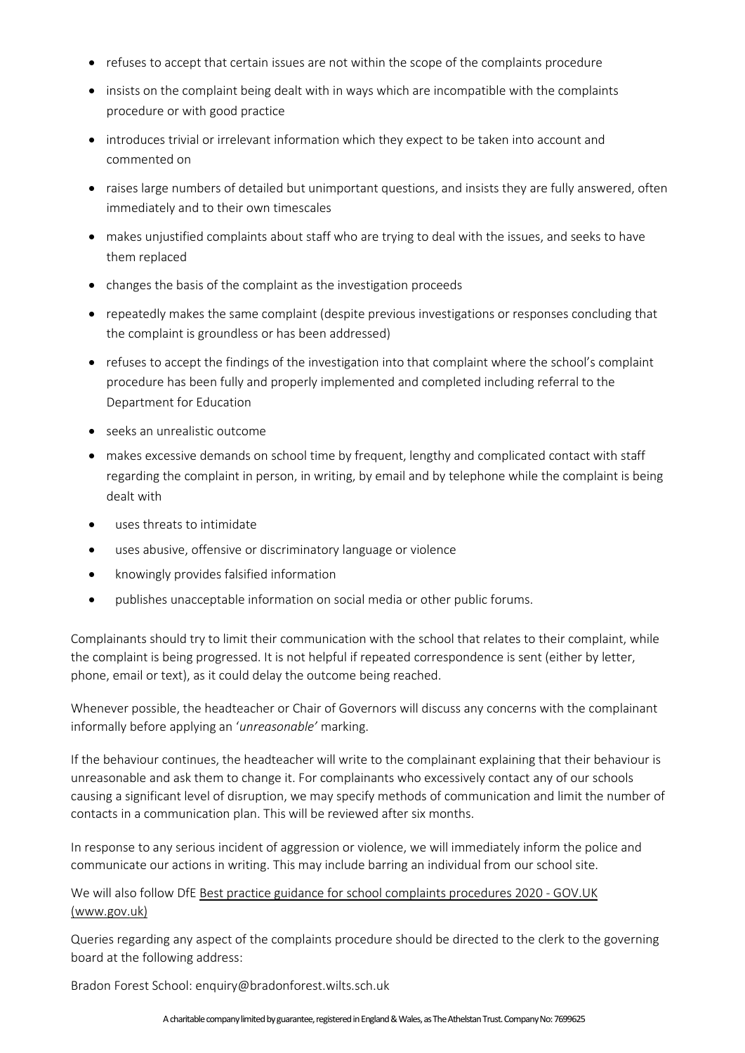- refuses to accept that certain issues are not within the scope of the complaints procedure
- insists on the complaint being dealt with in ways which are incompatible with the complaints procedure or with good practice
- introduces trivial or irrelevant information which they expect to be taken into account and commented on
- raises large numbers of detailed but unimportant questions, and insists they are fully answered, often immediately and to their own timescales
- makes unjustified complaints about staff who are trying to deal with the issues, and seeks to have them replaced
- changes the basis of the complaint as the investigation proceeds
- repeatedly makes the same complaint (despite previous investigations or responses concluding that the complaint is groundless or has been addressed)
- refuses to accept the findings of the investigation into that complaint where the school's complaint procedure has been fully and properly implemented and completed including referral to the Department for Education
- seeks an unrealistic outcome
- makes excessive demands on school time by frequent, lengthy and complicated contact with staff regarding the complaint in person, in writing, by email and by telephone while the complaint is being dealt with
- uses threats to intimidate
- uses abusive, offensive or discriminatory language or violence
- knowingly provides falsified information
- publishes unacceptable information on social media or other public forums.

Complainants should try to limit their communication with the school that relates to their complaint, while the complaint is being progressed. It is not helpful if repeated correspondence is sent (either by letter, phone, email or text), as it could delay the outcome being reached.

Whenever possible, the headteacher or Chair of Governors will discuss any concerns with the complainant informally before applying an '*unreasonable'* marking.

If the behaviour continues, the headteacher will write to the complainant explaining that their behaviour is unreasonable and ask them to change it. For complainants who excessively contact any of our schools causing a significant level of disruption, we may specify methods of communication and limit the number of contacts in a communication plan. This will be reviewed after six months.

In response to any serious incident of aggression or violence, we will immediately inform the police and communicate our actions in writing. This may include barring an individual from our school site.

We will also follow DfE Best practice guidance for school complaints procedures 2020 - GOV.UK (www.gov.uk)

Queries regarding any aspect of the complaints procedure should be directed to the clerk to the governing board at the following address:

Bradon Forest School: enquiry@bradonforest.wilts.sch.uk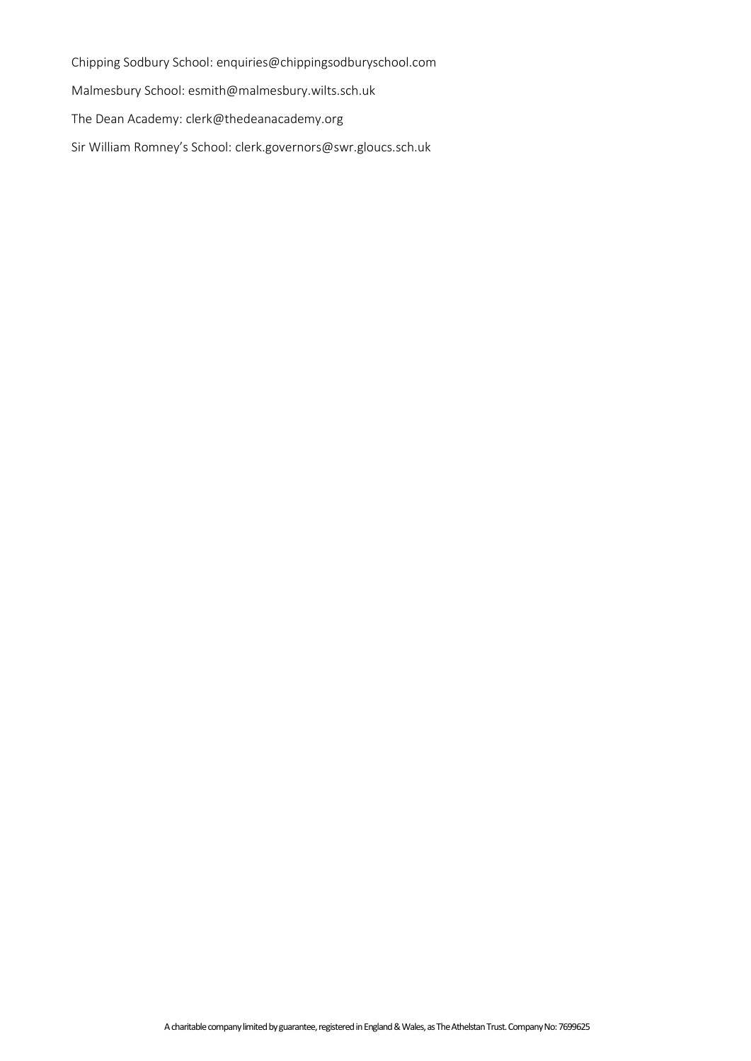Chipping Sodbury School: enquiries@chippingsodburyschool.com

Malmesbury School: esmith@malmesbury.wilts.sch.uk

The Dean Academy: clerk@thedeanacademy.org

Sir William Romney's School: clerk.governors@swr.gloucs.sch.uk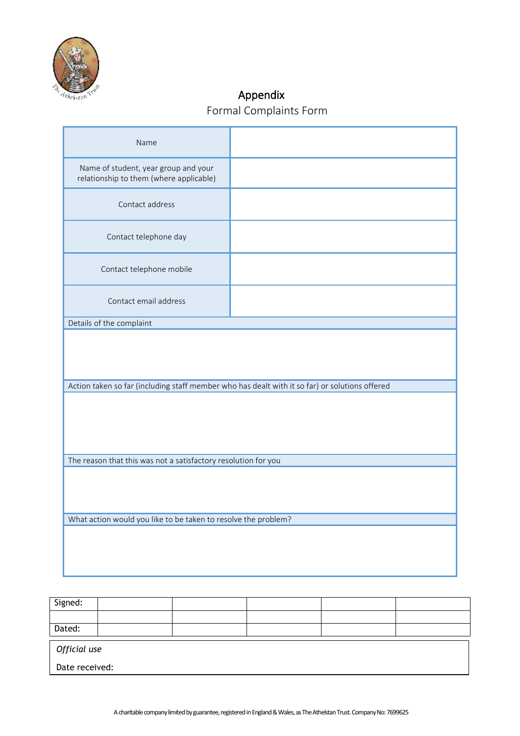# Appendix

## Formal Complaints Form

| | |
|---|---|
| Name | |
| Name of student, year group and your relationship to them (where applicable) | |
| Contact address | |
| Contact telephone day | |
| Contact telephone mobile | |
| Contact email address | |

| |
|---|
| Details of the complaint |
| |
| Action taken so far (including staff member who has dealt with it so far) or solutions offered |
| |
| The reason that this was not a satisfactory resolution for you |
| |
| What action would you like to be taken to resolve the problem? |
| |

| | | | | | |
|---|---|---|---|---|---|
| Signed: | | | | | |
| | | | | | |
| Dated: | | | | | |

*Official use*

Date received:

A charitable company limited by guarantee, registered in England & Wales, as The Athelstan Trust. Company No: 7699625